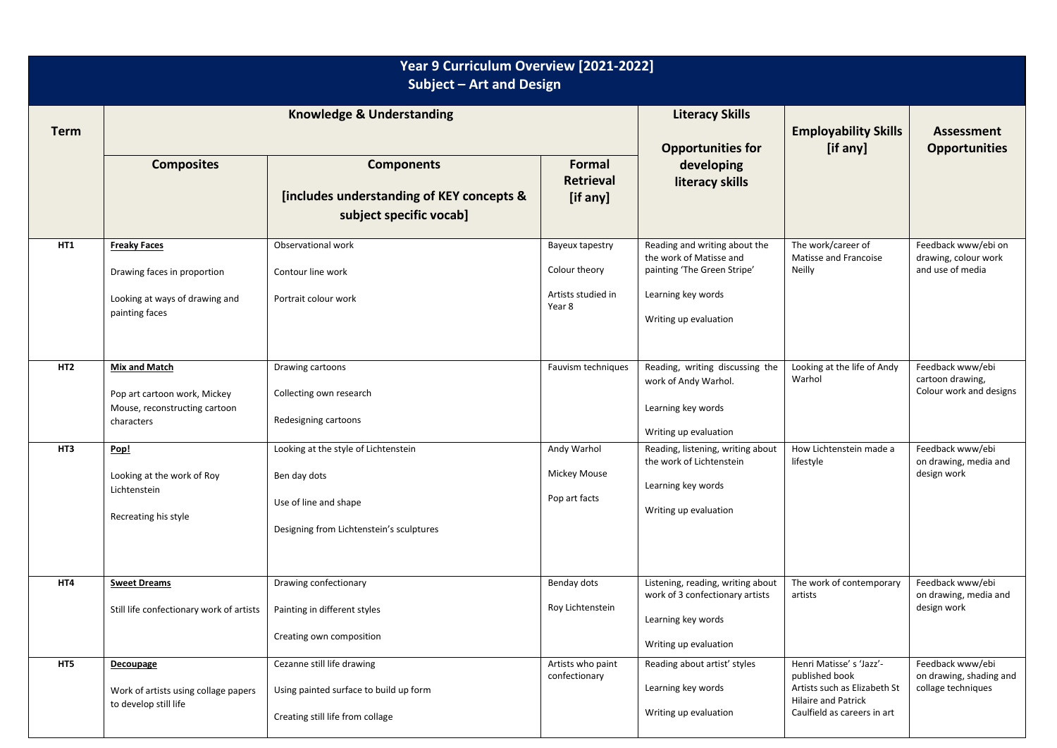# Year 9 Curriculum Overview [2021-2022]
## Subject – Art and Design

| Term | Knowledge & Understanding | | | Literacy Skills<br><br>Opportunities for developing literacy skills | Employability Skills [if any] | Assessment Opportunities |
|---|---|---|---|---|---|---|
| | **Composites** | **Components**<br><br>**[includes understanding of KEY concepts & subject specific vocab]** | **Formal Retrieval [if any]** | | | |
| **HT1** | **Freaky Faces**<br><br>Drawing faces in proportion<br><br>Looking at ways of drawing and painting faces | Observational work<br><br>Contour line work<br><br>Portrait colour work | Bayeux tapestry<br><br>Colour theory<br><br>Artists studied in Year 8 | Reading and writing about the the work of Matisse and painting 'The Green Stripe'<br><br>Learning key words<br><br>Writing up evaluation | The work/career of Matisse and Francoise Neilly | Feedback www/ebi on drawing, colour work and use of media |
| **HT2** | **Mix and Match**<br><br>Pop art cartoon work, Mickey Mouse, reconstructing cartoon characters | Drawing cartoons<br><br>Collecting own research<br><br>Redesigning cartoons | Fauvism techniques | Reading, writing discussing the work of Andy Warhol.<br><br>Learning key words<br><br>Writing up evaluation | Looking at the life of Andy Warhol | Feedback www/ebi cartoon drawing, Colour work and designs |
| **HT3** | **Pop!**<br><br>Looking at the work of Roy Lichtenstein<br><br>Recreating his style | Looking at the style of Lichtenstein<br><br>Ben day dots<br><br>Use of line and shape<br><br>Designing from Lichtenstein's sculptures | Andy Warhol<br><br>Mickey Mouse<br><br>Pop art facts | Reading, listening, writing about the work of Lichtenstein<br><br>Learning key words<br><br>Writing up evaluation | How Lichtenstein made a lifestyle | Feedback www/ebi on drawing, media and design work |
| **HT4** | **Sweet Dreams**<br><br>Still life confectionary work of artists | Drawing confectionary<br><br>Painting in different styles<br><br>Creating own composition | Benday dots<br><br>Roy Lichtenstein | Listening, reading, writing about work of 3 confectionary artists<br><br>Learning key words<br><br>Writing up evaluation | The work of contemporary artists | Feedback www/ebi on drawing, media and design work |
| **HT5** | **Decoupage**<br><br>Work of artists using collage papers to develop still life | Cezanne still life drawing<br><br>Using painted surface to build up form<br><br>Creating still life from collage | Artists who paint confectionary | Reading about artist' styles<br><br>Learning key words<br><br>Writing up evaluation | Henri Matisse' s 'Jazz'- published book<br>Artists such as Elizabeth St Hilaire and Patrick Caulfield as careers in art | Feedback www/ebi on drawing, shading and collage techniques |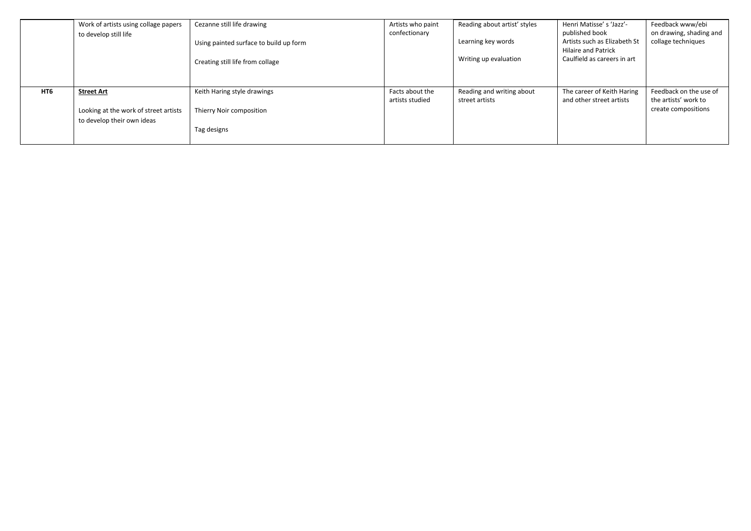| | | | | | | |
|---|---|---|---|---|---|---|
| | Work of artists using collage papers to develop still life | Cezanne still life drawing<br><br>Using painted surface to build up form<br><br>Creating still life from collage | Artists who paint confectionary | Reading about artist' styles<br><br>Learning key words<br><br>Writing up evaluation | Henri Matisse' s 'Jazz'- published book<br>Artists such as Elizabeth St Hilaire and Patrick Caulfield as careers in art | Feedback www/ebi on drawing, shading and collage techniques |
| **HT6** | **Street Art**<br><br>Looking at the work of street artists to develop their own ideas | Keith Haring style drawings<br><br>Thierry Noir composition<br><br>Tag designs | Facts about the artists studied | Reading and writing about street artists | The career of Keith Haring and other street artists | Feedback on the use of the artists' work to create compositions |